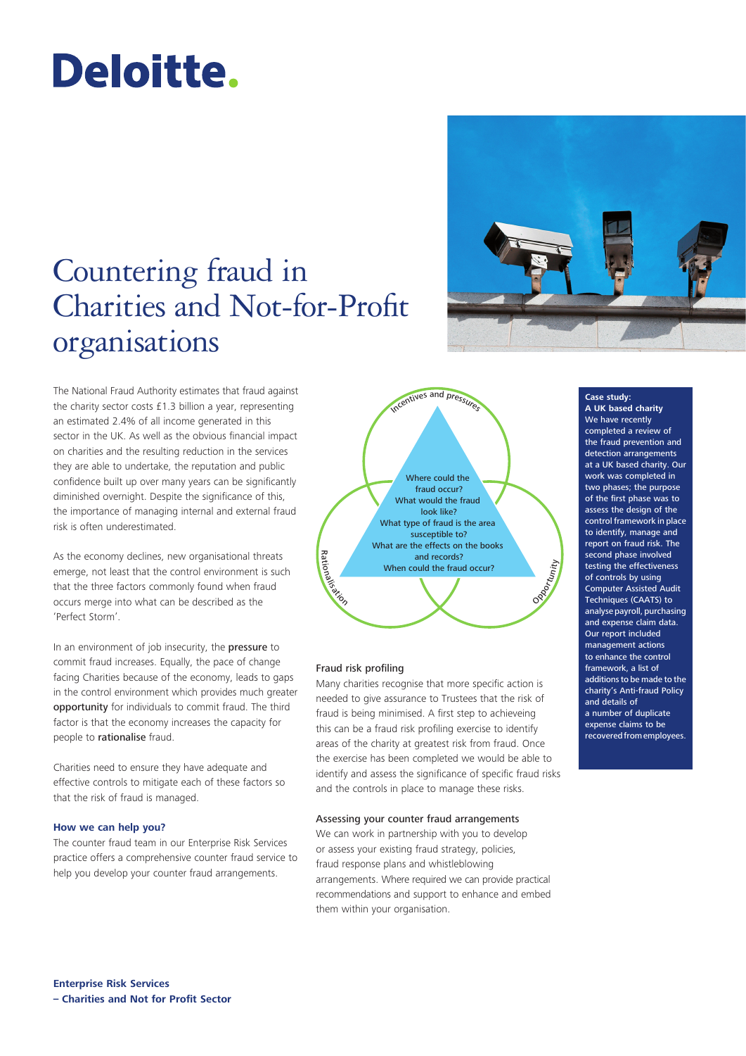Deloitte.

# Countering fraud in Charities and Not-for-Profit organisations

The National Fraud Authority estimates that fraud against the charity sector costs £1.3 billion a year, representing an estimated 2.4% of all income generated in this sector in the UK. As well as the obvious financial impact on charities and the resulting reduction in the services they are able to undertake, the reputation and public confidence built up over many years can be significantly diminished overnight. Despite the significance of this, the importance of managing internal and external fraud risk is often underestimated.

As the economy declines, new organisational threats emerge, not least that the control environment is such that the three factors commonly found when fraud occurs merge into what can be described as the 'Perfect Storm'.

In an environment of job insecurity, the **pressure** to commit fraud increases. Equally, the pace of change facing Charities because of the economy, leads to gaps in the control environment which provides much greater **opportunity** for individuals to commit fraud. The third factor is that the economy increases the capacity for people to **rationalise** fraud.

Charities need to ensure they have adequate and effective controls to mitigate each of these factors so that the risk of fraud is managed.

### How we can help you?

The counter fraud team in our Enterprise Risk Services practice offers a comprehensive counter fraud service to help you develop your counter fraud arrangements.

Incentives and pressures

Rationalisation

Opportunity

Where could the fraud occur?
What would the fraud look like?
What type of fraud is the area susceptible to?
What are the effects on the books and records?
When could the fraud occur?

### Fraud risk profiling

Many charities recognise that more specific action is needed to give assurance to Trustees that the risk of fraud is being minimised. A first step to achieveing this can be a fraud risk profiling exercise to identify areas of the charity at greatest risk from fraud. Once the exercise has been completed we would be able to identify and assess the significance of specific fraud risks and the controls in place to manage these risks.

### Assessing your counter fraud arrangements

We can work in partnership with you to develop or assess your existing fraud strategy, policies, fraud response plans and whistleblowing arrangements. Where required we can provide practical recommendations and support to enhance and embed them within your organisation.

**Case study:**
**A UK based charity**

We have recently completed a review of the fraud prevention and detection arrangements at a UK based charity. Our work was completed in two phases; the purpose of the first phase was to assess the design of the control framework in place to identify, manage and report on fraud risk. The second phase involved testing the effectiveness of controls by using Computer Assisted Audit Techniques (CAATS) to analyse payroll, purchasing and expense claim data. Our report included management actions to enhance the control framework, a list of additions to be made to the charity's Anti-fraud Policy and details of a number of duplicate expense claims to be recovered from employees.

**Enterprise Risk Services**
**– Charities and Not for Profit Sector**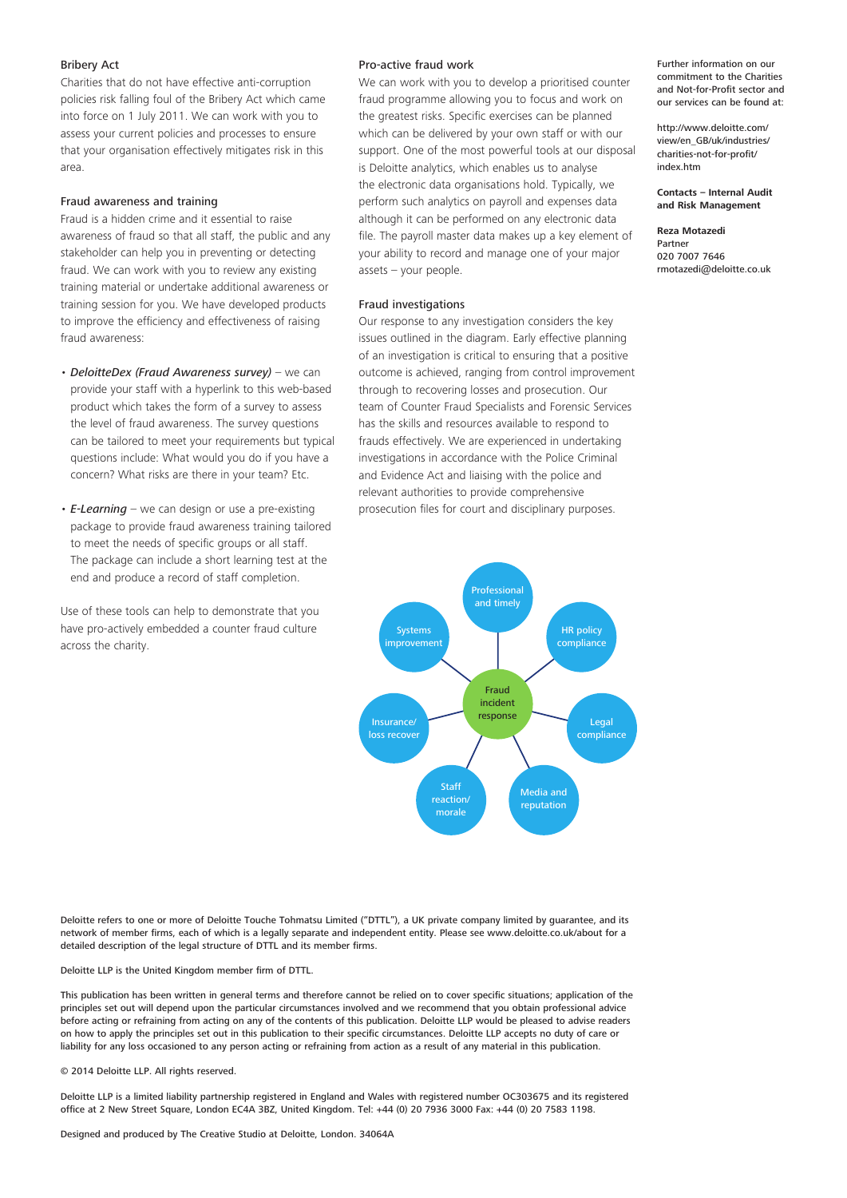### Bribery Act

Charities that do not have effective anti-corruption policies risk falling foul of the Bribery Act which came into force on 1 July 2011. We can work with you to assess your current policies and processes to ensure that your organisation effectively mitigates risk in this area.

### Fraud awareness and training

Fraud is a hidden crime and it essential to raise awareness of fraud so that all staff, the public and any stakeholder can help you in preventing or detecting fraud. We can work with you to review any existing training material or undertake additional awareness or training session for you. We have developed products to improve the efficiency and effectiveness of raising fraud awareness:

- ***DeloitteDex (Fraud Awareness survey)*** – we can provide your staff with a hyperlink to this web-based product which takes the form of a survey to assess the level of fraud awareness. The survey questions can be tailored to meet your requirements but typical questions include: What would you do if you have a concern? What risks are there in your team? Etc.
- ***E-Learning*** – we can design or use a pre-existing package to provide fraud awareness training tailored to meet the needs of specific groups or all staff. The package can include a short learning test at the end and produce a record of staff completion.

Use of these tools can help to demonstrate that you have pro-actively embedded a counter fraud culture across the charity.

### Pro-active fraud work

We can work with you to develop a prioritised counter fraud programme allowing you to focus and work on the greatest risks. Specific exercises can be planned which can be delivered by your own staff or with our support. One of the most powerful tools at our disposal is Deloitte analytics, which enables us to analyse the electronic data organisations hold. Typically, we perform such analytics on payroll and expenses data although it can be performed on any electronic data file. The payroll master data makes up a key element of your ability to record and manage one of your major assets – your people.

### Fraud investigations

Our response to any investigation considers the key issues outlined in the diagram. Early effective planning of an investigation is critical to ensuring that a positive outcome is achieved, ranging from control improvement through to recovering losses and prosecution. Our team of Counter Fraud Specialists and Forensic Services has the skills and resources available to respond to frauds effectively. We are experienced in undertaking investigations in accordance with the Police Criminal and Evidence Act and liaising with the police and relevant authorities to provide comprehensive prosecution files for court and disciplinary purposes.

Fraud incident response

Professional and timely

HR policy compliance

Legal compliance

Media and reputation

Staff reaction/ morale

Insurance/ loss recover

Systems improvement

Further information on our commitment to the Charities and Not-for-Profit sector and our services can be found at:

http://www.deloitte.com/view/en_GB/uk/industries/charities-not-for-profit/index.htm

**Contacts – Internal Audit and Risk Management**

**Reza Motazedi**
Partner
020 7007 7646
rmotazedi@deloitte.co.uk

Deloitte refers to one or more of Deloitte Touche Tohmatsu Limited ("DTTL"), a UK private company limited by guarantee, and its network of member firms, each of which is a legally separate and independent entity. Please see www.deloitte.co.uk/about for a detailed description of the legal structure of DTTL and its member firms.

Deloitte LLP is the United Kingdom member firm of DTTL.

This publication has been written in general terms and therefore cannot be relied on to cover specific situations; application of the principles set out will depend upon the particular circumstances involved and we recommend that you obtain professional advice before acting or refraining from acting on any of the contents of this publication. Deloitte LLP would be pleased to advise readers on how to apply the principles set out in this publication to their specific circumstances. Deloitte LLP accepts no duty of care or liability for any loss occasioned to any person acting or refraining from action as a result of any material in this publication.

© 2014 Deloitte LLP. All rights reserved.

Deloitte LLP is a limited liability partnership registered in England and Wales with registered number OC303675 and its registered office at 2 New Street Square, London EC4A 3BZ, United Kingdom. Tel: +44 (0) 20 7936 3000 Fax: +44 (0) 20 7583 1198.

Designed and produced by The Creative Studio at Deloitte, London. 34064A